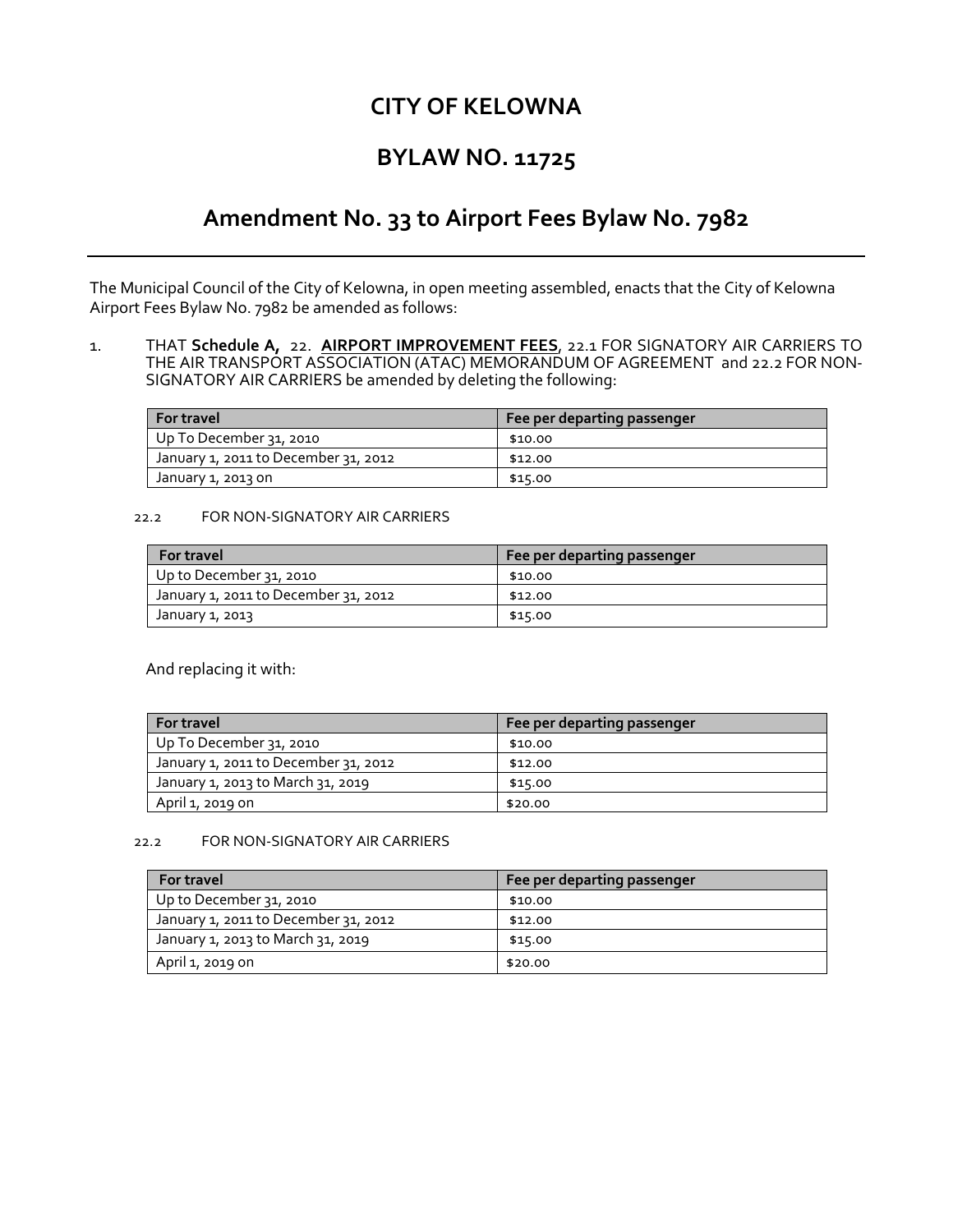# CITY OF KELOWNA

# BYLAW NO. 11725

## Amendment No. 33 to Airport Fees Bylaw No. 7982

---

The Municipal Council of the City of Kelowna, in open meeting assembled, enacts that the City of Kelowna Airport Fees Bylaw No. 7982 be amended as follows:

1. THAT **Schedule A,** 22. **AIRPORT IMPROVEMENT FEES**, 22.1 FOR SIGNATORY AIR CARRIERS TO THE AIR TRANSPORT ASSOCIATION (ATAC) MEMORANDUM OF AGREEMENT and 22.2 FOR NON-SIGNATORY AIR CARRIERS be amended by deleting the following:

| For travel | Fee per departing passenger |
|---|---|
| Up To December 31, 2010 | $10.00 |
| January 1, 2011 to December 31, 2012 | $12.00 |
| January 1, 2013 on | $15.00 |

22.2 FOR NON-SIGNATORY AIR CARRIERS

| For travel | Fee per departing passenger |
|---|---|
| Up to December 31, 2010 | $10.00 |
| January 1, 2011 to December 31, 2012 | $12.00 |
| January 1, 2013 | $15.00 |

And replacing it with:

| For travel | Fee per departing passenger |
|---|---|
| Up To December 31, 2010 | $10.00 |
| January 1, 2011 to December 31, 2012 | $12.00 |
| January 1, 2013 to March 31, 2019 | $15.00 |
| April 1, 2019 on | $20.00 |

22.2 FOR NON-SIGNATORY AIR CARRIERS

| For travel | Fee per departing passenger |
|---|---|
| Up to December 31, 2010 | $10.00 |
| January 1, 2011 to December 31, 2012 | $12.00 |
| January 1, 2013 to March 31, 2019 | $15.00 |
| April 1, 2019 on | $20.00 |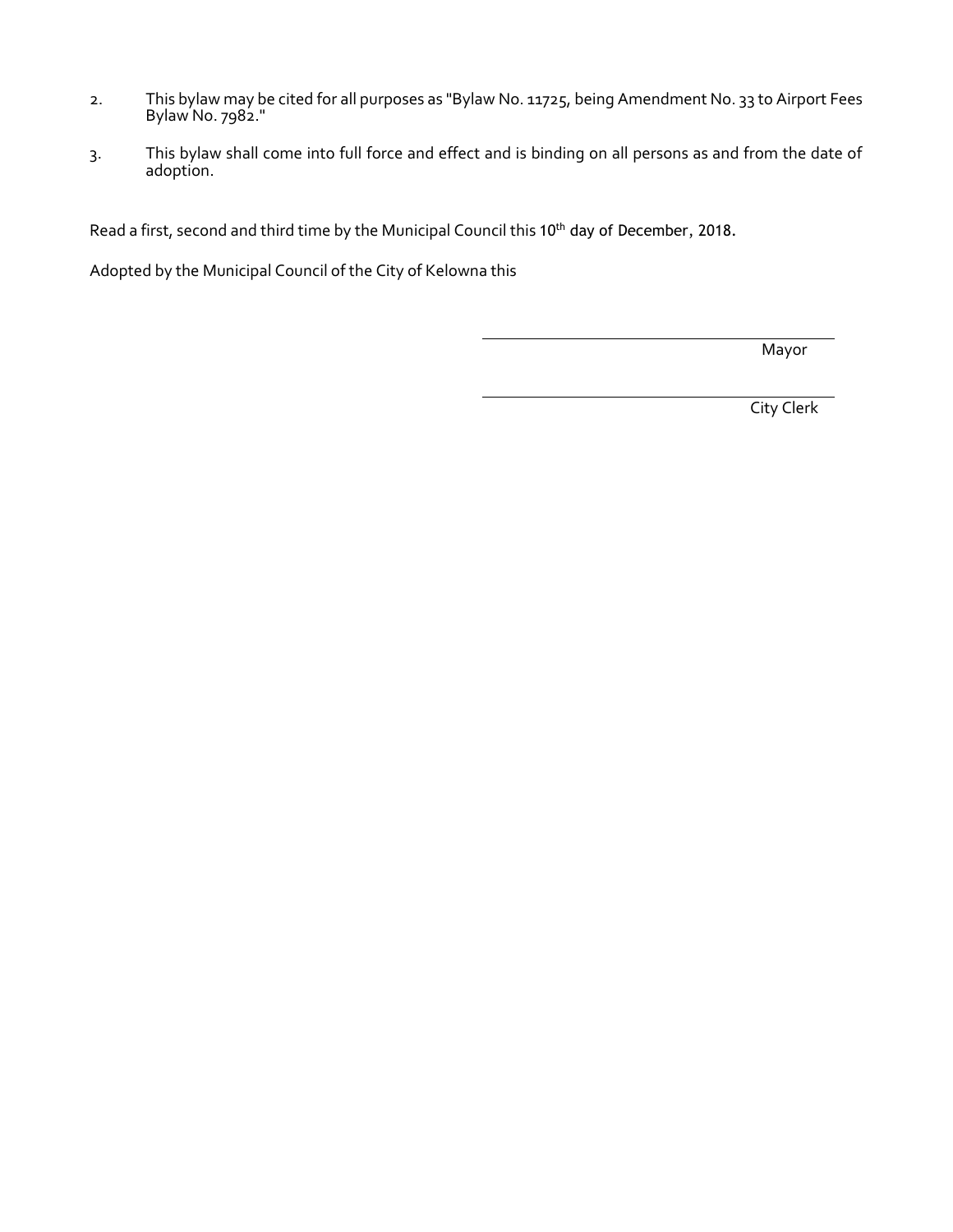2. This bylaw may be cited for all purposes as "Bylaw No. 11725, being Amendment No. 33 to Airport Fees Bylaw No. 7982."

3. This bylaw shall come into full force and effect and is binding on all persons as and from the date of adoption.

Read a first, second and third time by the Municipal Council this 10th day of December, 2018.

Adopted by the Municipal Council of the City of Kelowna this

Mayor

City Clerk